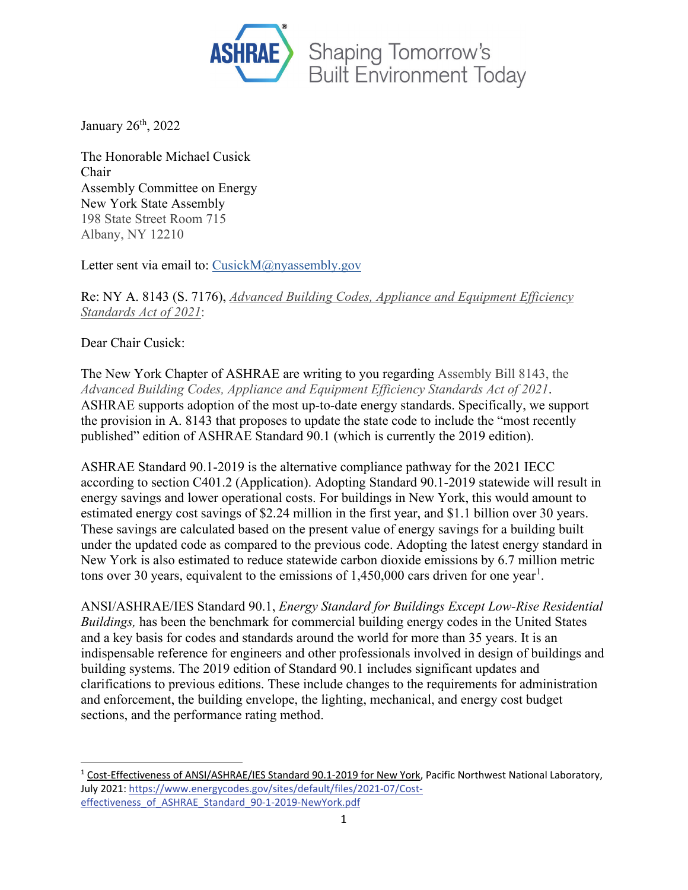ASHRAE® Shaping Tomorrow's Built Environment Today

January 26th, 2022

The Honorable Michael Cusick
Chair
Assembly Committee on Energy
New York State Assembly
198 State Street Room 715
Albany, NY 12210

Letter sent via email to: CusickM@nyassembly.gov

Re: NY A. 8143 (S. 7176), *Advanced Building Codes, Appliance and Equipment Efficiency Standards Act of 2021*:

Dear Chair Cusick:

The New York Chapter of ASHRAE are writing to you regarding Assembly Bill 8143, the *Advanced Building Codes, Appliance and Equipment Efficiency Standards Act of 2021*. ASHRAE supports adoption of the most up-to-date energy standards. Specifically, we support the provision in A. 8143 that proposes to update the state code to include the "most recently published" edition of ASHRAE Standard 90.1 (which is currently the 2019 edition).

ASHRAE Standard 90.1-2019 is the alternative compliance pathway for the 2021 IECC according to section C401.2 (Application). Adopting Standard 90.1-2019 statewide will result in energy savings and lower operational costs. For buildings in New York, this would amount to estimated energy cost savings of $2.24 million in the first year, and $1.1 billion over 30 years. These savings are calculated based on the present value of energy savings for a building built under the updated code as compared to the previous code. Adopting the latest energy standard in New York is also estimated to reduce statewide carbon dioxide emissions by 6.7 million metric tons over 30 years, equivalent to the emissions of 1,450,000 cars driven for one year[1].

ANSI/ASHRAE/IES Standard 90.1, *Energy Standard for Buildings Except Low-Rise Residential Buildings,* has been the benchmark for commercial building energy codes in the United States and a key basis for codes and standards around the world for more than 35 years. It is an indispensable reference for engineers and other professionals involved in design of buildings and building systems. The 2019 edition of Standard 90.1 includes significant updates and clarifications to previous editions. These include changes to the requirements for administration and enforcement, the building envelope, the lighting, mechanical, and energy cost budget sections, and the performance rating method.

---

[1] Cost-Effectiveness of ANSI/ASHRAE/IES Standard 90.1-2019 for New York, Pacific Northwest National Laboratory, July 2021: https://www.energycodes.gov/sites/default/files/2021-07/Cost-effectiveness_of_ASHRAE_Standard_90-1-2019-NewYork.pdf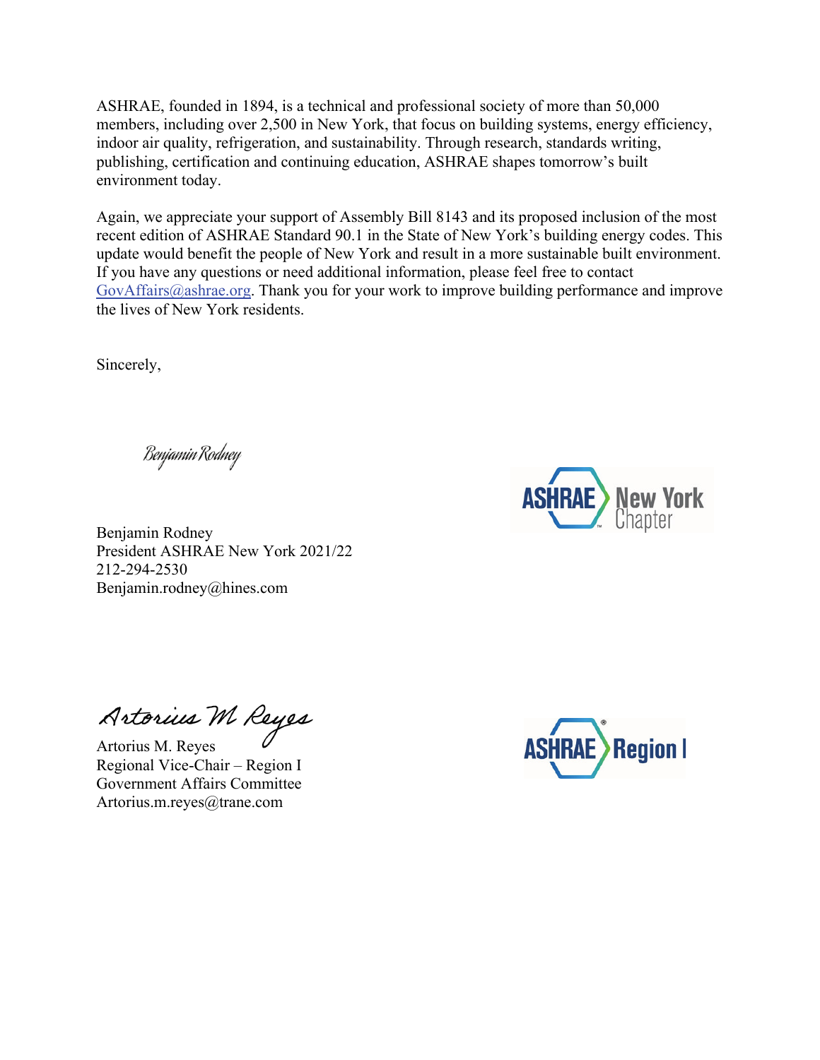ASHRAE, founded in 1894, is a technical and professional society of more than 50,000 members, including over 2,500 in New York, that focus on building systems, energy efficiency, indoor air quality, refrigeration, and sustainability. Through research, standards writing, publishing, certification and continuing education, ASHRAE shapes tomorrow's built environment today.

Again, we appreciate your support of Assembly Bill 8143 and its proposed inclusion of the most recent edition of ASHRAE Standard 90.1 in the State of New York's building energy codes. This update would benefit the people of New York and result in a more sustainable built environment. If you have any questions or need additional information, please feel free to contact GovAffairs@ashrae.org. Thank you for your work to improve building performance and improve the lives of New York residents.

Sincerely,

Benjamin Rodney

Benjamin Rodney
President ASHRAE New York 2021/22
212-294-2530
Benjamin.rodney@hines.com

ASHRAE New York Chapter

Artorius M Reyes

Artorius M. Reyes
Regional Vice-Chair – Region I
Government Affairs Committee
Artorius.m.reyes@trane.com

ASHRAE Region I